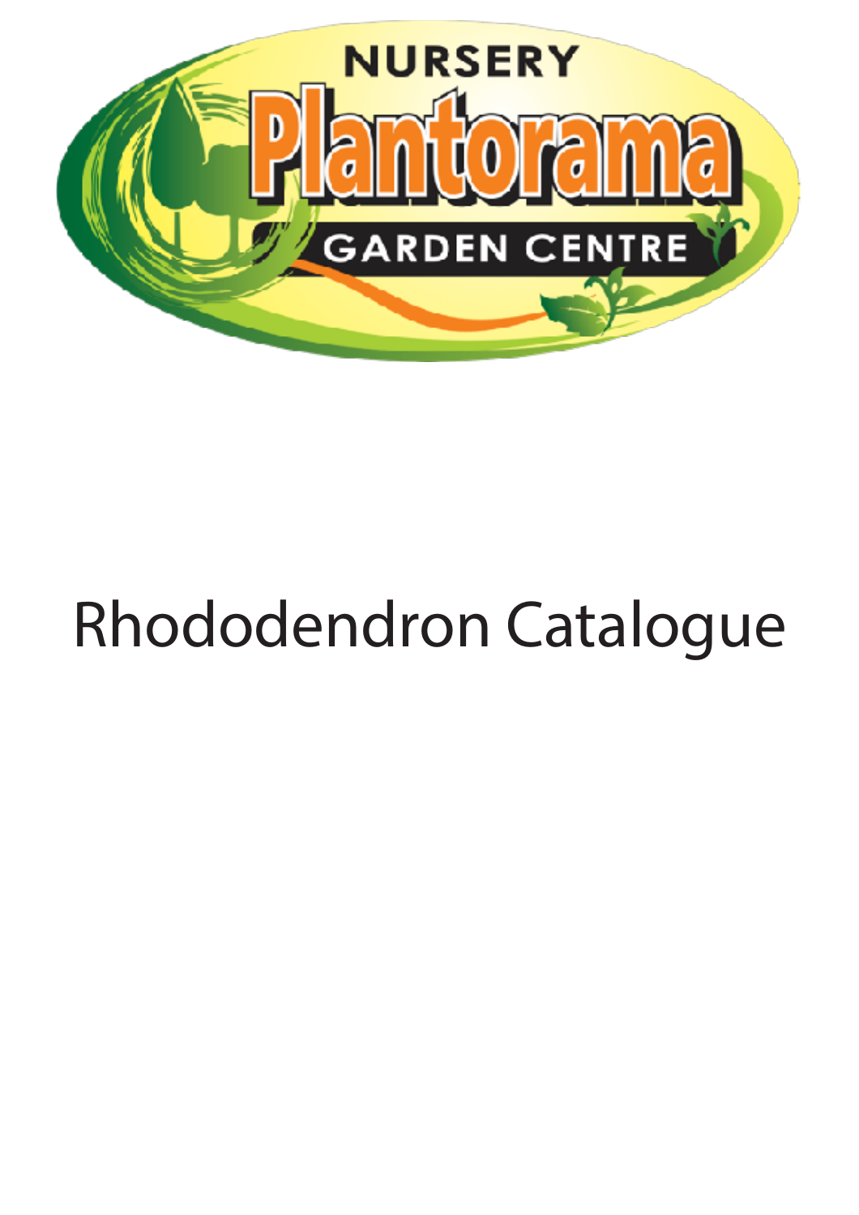NURSERY

# Plantorama

GARDEN CENTRE

# Rhododendron Catalogue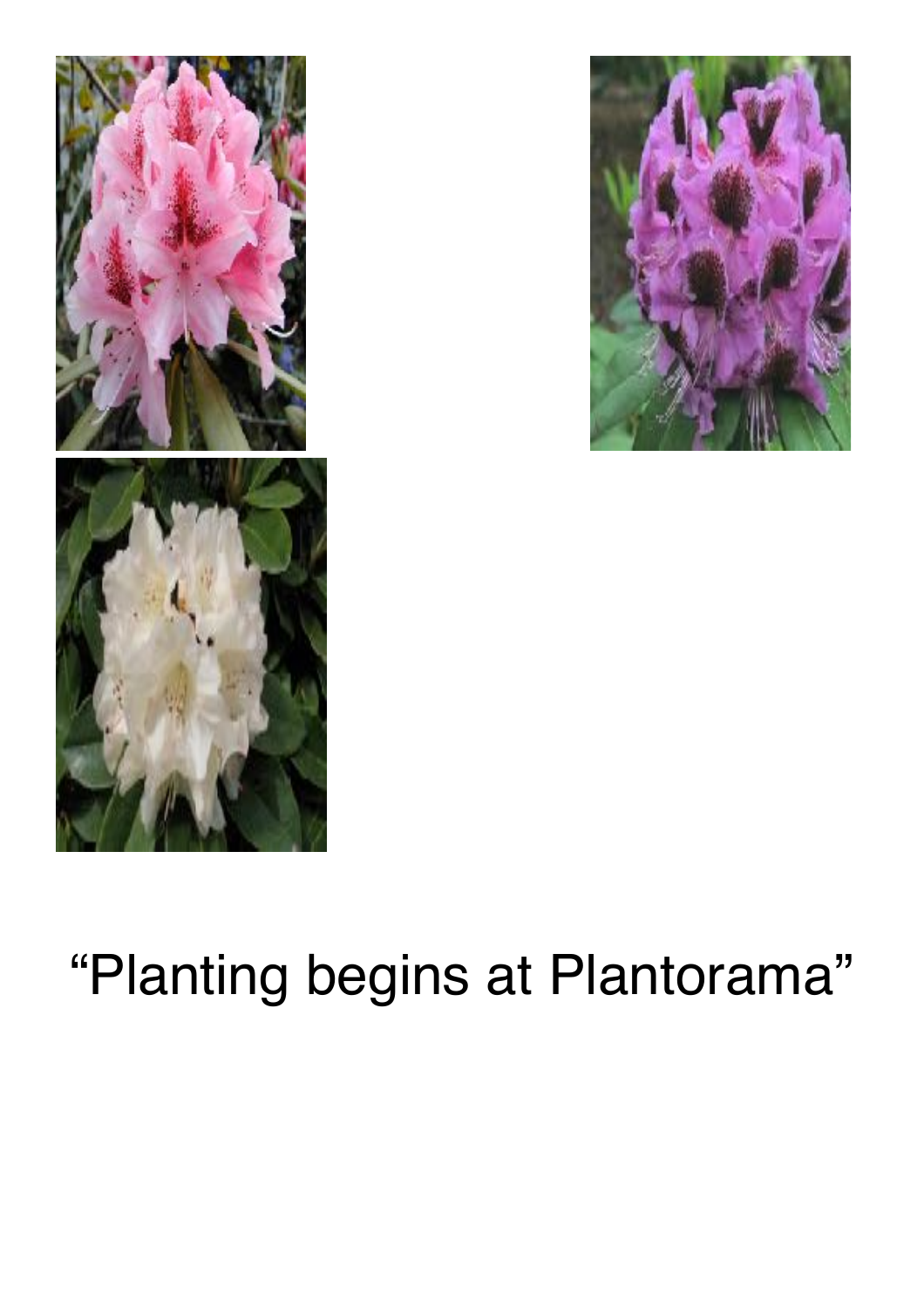“Planting begins at Plantorama”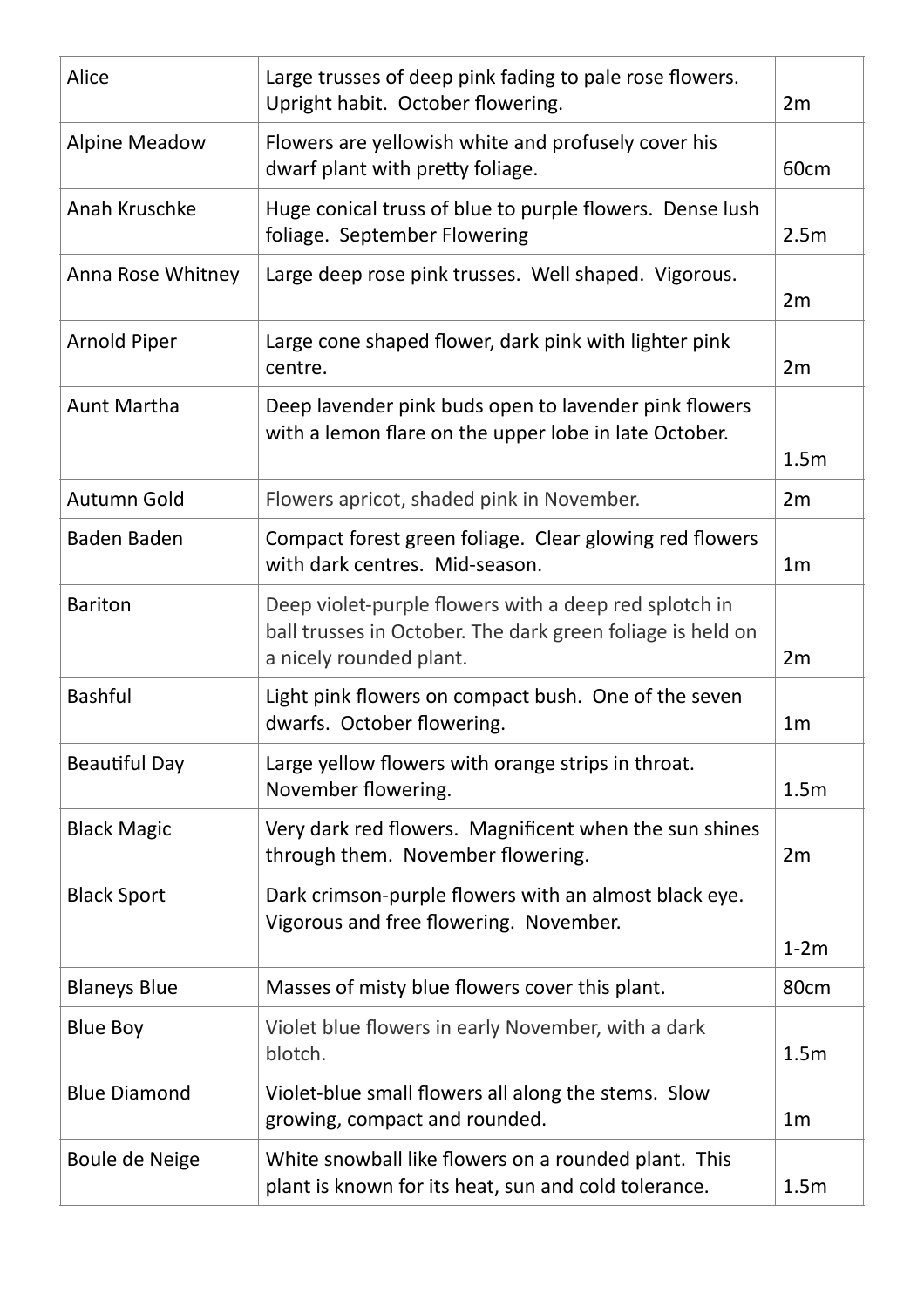| | | |
|---|---|---|
| Alice | Large trusses of deep pink fading to pale rose flowers. Upright habit. October flowering. | 2m |
| Alpine Meadow | Flowers are yellowish white and profusely cover his dwarf plant with pretty foliage. | 60cm |
| Anah Kruschke | Huge conical truss of blue to purple flowers. Dense lush foliage. September Flowering | 2.5m |
| Anna Rose Whitney | Large deep rose pink trusses. Well shaped. Vigorous. | 2m |
| Arnold Piper | Large cone shaped flower, dark pink with lighter pink centre. | 2m |
| Aunt Martha | Deep lavender pink buds open to lavender pink flowers with a lemon flare on the upper lobe in late October. | 1.5m |
| Autumn Gold | Flowers apricot, shaded pink in November. | 2m |
| Baden Baden | Compact forest green foliage. Clear glowing red flowers with dark centres. Mid-season. | 1m |
| Bariton | Deep violet-purple flowers with a deep red splotch in ball trusses in October. The dark green foliage is held on a nicely rounded plant. | 2m |
| Bashful | Light pink flowers on compact bush. One of the seven dwarfs. October flowering. | 1m |
| Beautiful Day | Large yellow flowers with orange strips in throat. November flowering. | 1.5m |
| Black Magic | Very dark red flowers. Magnificent when the sun shines through them. November flowering. | 2m |
| Black Sport | Dark crimson-purple flowers with an almost black eye. Vigorous and free flowering. November. | 1-2m |
| Blaneys Blue | Masses of misty blue flowers cover this plant. | 80cm |
| Blue Boy | Violet blue flowers in early November, with a dark blotch. | 1.5m |
| Blue Diamond | Violet-blue small flowers all along the stems. Slow growing, compact and rounded. | 1m |
| Boule de Neige | White snowball like flowers on a rounded plant. This plant is known for its heat, sun and cold tolerance. | 1.5m |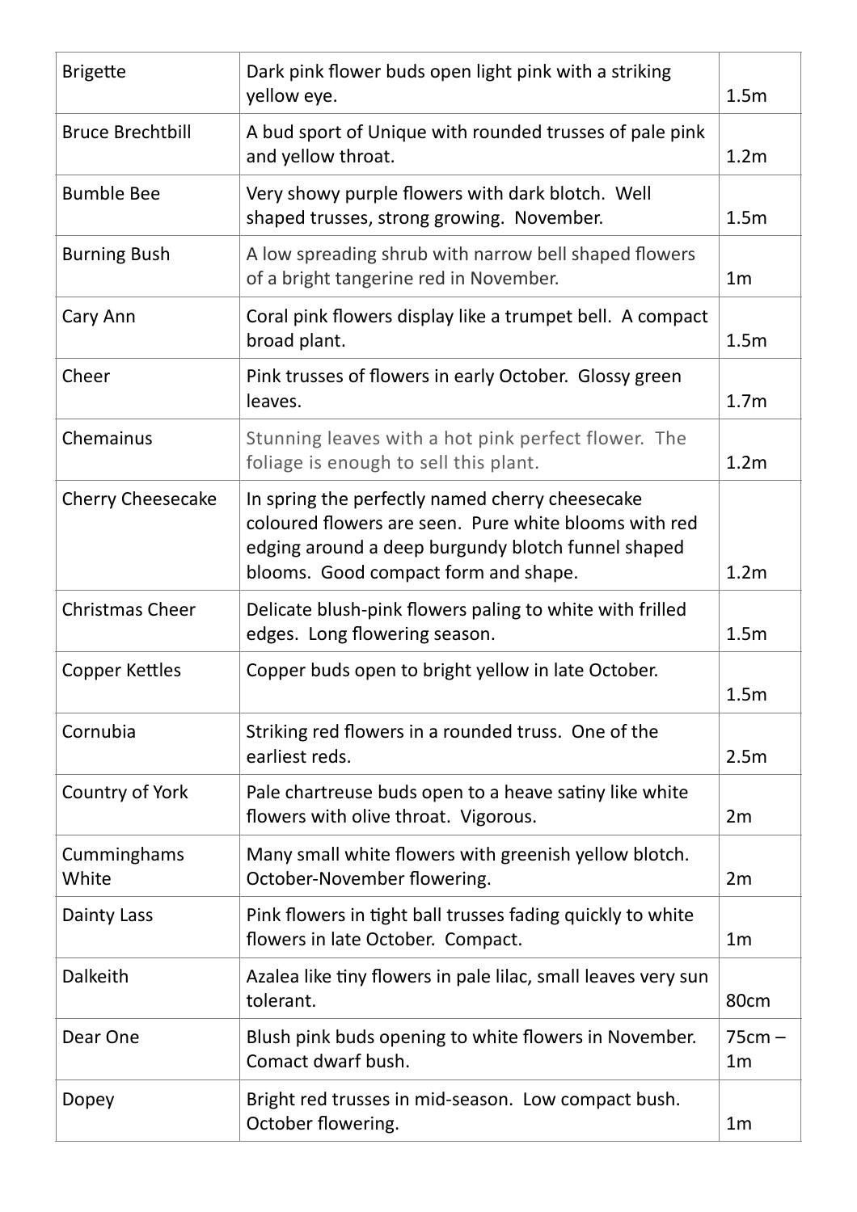| | | |
|---|---|---|
| Brigette | Dark pink flower buds open light pink with a striking yellow eye. | 1.5m |
| Bruce Brechtbill | A bud sport of Unique with rounded trusses of pale pink and yellow throat. | 1.2m |
| Bumble Bee | Very showy purple flowers with dark blotch. Well shaped trusses, strong growing. November. | 1.5m |
| Burning Bush | A low spreading shrub with narrow bell shaped flowers of a bright tangerine red in November. | 1m |
| Cary Ann | Coral pink flowers display like a trumpet bell. A compact broad plant. | 1.5m |
| Cheer | Pink trusses of flowers in early October. Glossy green leaves. | 1.7m |
| Chemainus | Stunning leaves with a hot pink perfect flower. The foliage is enough to sell this plant. | 1.2m |
| Cherry Cheesecake | In spring the perfectly named cherry cheesecake coloured flowers are seen. Pure white blooms with red edging around a deep burgundy blotch funnel shaped blooms. Good compact form and shape. | 1.2m |
| Christmas Cheer | Delicate blush-pink flowers paling to white with frilled edges. Long flowering season. | 1.5m |
| Copper Kettles | Copper buds open to bright yellow in late October. | 1.5m |
| Cornubia | Striking red flowers in a rounded truss. One of the earliest reds. | 2.5m |
| Country of York | Pale chartreuse buds open to a heave satiny like white flowers with olive throat. Vigorous. | 2m |
| Cumminghams White | Many small white flowers with greenish yellow blotch. October-November flowering. | 2m |
| Dainty Lass | Pink flowers in tight ball trusses fading quickly to white flowers in late October. Compact. | 1m |
| Dalkeith | Azalea like tiny flowers in pale lilac, small leaves very sun tolerant. | 80cm |
| Dear One | Blush pink buds opening to white flowers in November. Comact dwarf bush. | 75cm – 1m |
| Dopey | Bright red trusses in mid-season. Low compact bush. October flowering. | 1m |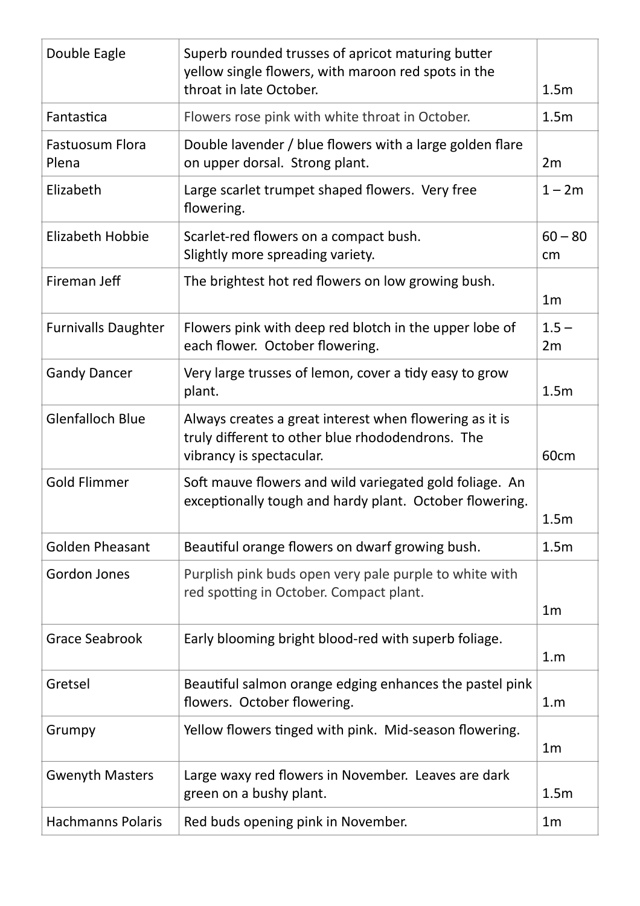| | | |
|---|---|---|
| Double Eagle | Superb rounded trusses of apricot maturing butter yellow single flowers, with maroon red spots in the throat in late October. | 1.5m |
| Fantastica | Flowers rose pink with white throat in October. | 1.5m |
| Fastuosum Flora Plena | Double lavender / blue flowers with a large golden flare on upper dorsal. Strong plant. | 2m |
| Elizabeth | Large scarlet trumpet shaped flowers. Very free flowering. | 1 – 2m |
| Elizabeth Hobbie | Scarlet-red flowers on a compact bush. Slightly more spreading variety. | 60 – 80 cm |
| Fireman Jeff | The brightest hot red flowers on low growing bush. | 1m |
| Furnivalls Daughter | Flowers pink with deep red blotch in the upper lobe of each flower. October flowering. | 1.5 – 2m |
| Gandy Dancer | Very large trusses of lemon, cover a tidy easy to grow plant. | 1.5m |
| Glenfalloch Blue | Always creates a great interest when flowering as it is truly different to other blue rhododendrons. The vibrancy is spectacular. | 60cm |
| Gold Flimmer | Soft mauve flowers and wild variegated gold foliage. An exceptionally tough and hardy plant. October flowering. | 1.5m |
| Golden Pheasant | Beautiful orange flowers on dwarf growing bush. | 1.5m |
| Gordon Jones | Purplish pink buds open very pale purple to white with red spotting in October. Compact plant. | 1m |
| Grace Seabrook | Early blooming bright blood-red with superb foliage. | 1.m |
| Gretsel | Beautiful salmon orange edging enhances the pastel pink flowers. October flowering. | 1.m |
| Grumpy | Yellow flowers tinged with pink. Mid-season flowering. | 1m |
| Gwenyth Masters | Large waxy red flowers in November. Leaves are dark green on a bushy plant. | 1.5m |
| Hachmanns Polaris | Red buds opening pink in November. | 1m |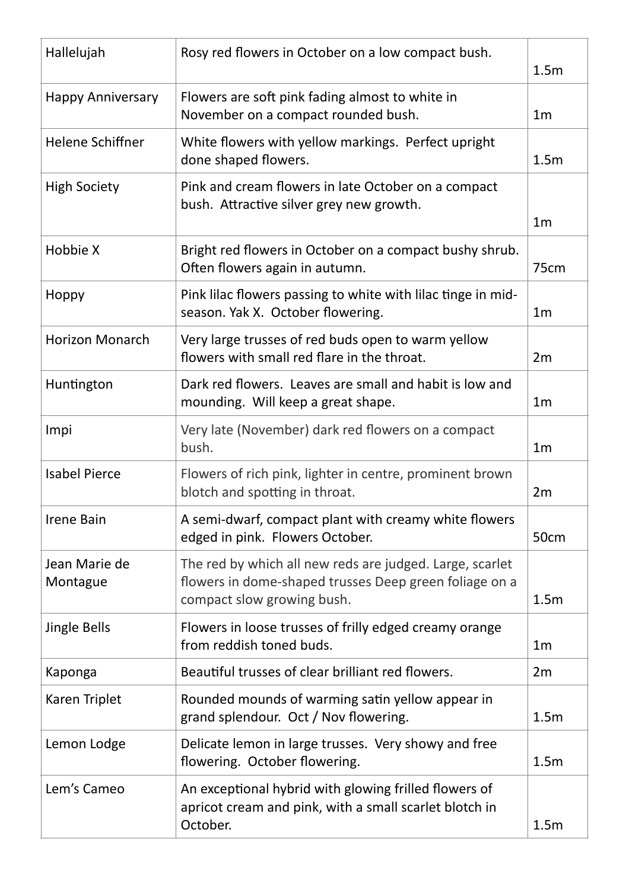| Hallelujah | Rosy red flowers in October on a low compact bush. | 1.5m |
|---|---|---|
| Happy Anniversary | Flowers are soft pink fading almost to white in November on a compact rounded bush. | 1m |
| Helene Schiffner | White flowers with yellow markings. Perfect upright done shaped flowers. | 1.5m |
| High Society | Pink and cream flowers in late October on a compact bush. Attractive silver grey new growth. | 1m |
| Hobbie X | Bright red flowers in October on a compact bushy shrub. Often flowers again in autumn. | 75cm |
| Hoppy | Pink lilac flowers passing to white with lilac tinge in mid-season. Yak X. October flowering. | 1m |
| Horizon Monarch | Very large trusses of red buds open to warm yellow flowers with small red flare in the throat. | 2m |
| Huntington | Dark red flowers. Leaves are small and habit is low and mounding. Will keep a great shape. | 1m |
| Impi | Very late (November) dark red flowers on a compact bush. | 1m |
| Isabel Pierce | Flowers of rich pink, lighter in centre, prominent brown blotch and spotting in throat. | 2m |
| Irene Bain | A semi-dwarf, compact plant with creamy white flowers edged in pink. Flowers October. | 50cm |
| Jean Marie de Montague | The red by which all new reds are judged. Large, scarlet flowers in dome-shaped trusses Deep green foliage on a compact slow growing bush. | 1.5m |
| Jingle Bells | Flowers in loose trusses of frilly edged creamy orange from reddish toned buds. | 1m |
| Kaponga | Beautiful trusses of clear brilliant red flowers. | 2m |
| Karen Triplet | Rounded mounds of warming satin yellow appear in grand splendour. Oct / Nov flowering. | 1.5m |
| Lemon Lodge | Delicate lemon in large trusses. Very showy and free flowering. October flowering. | 1.5m |
| Lem's Cameo | An exceptional hybrid with glowing frilled flowers of apricot cream and pink, with a small scarlet blotch in October. | 1.5m |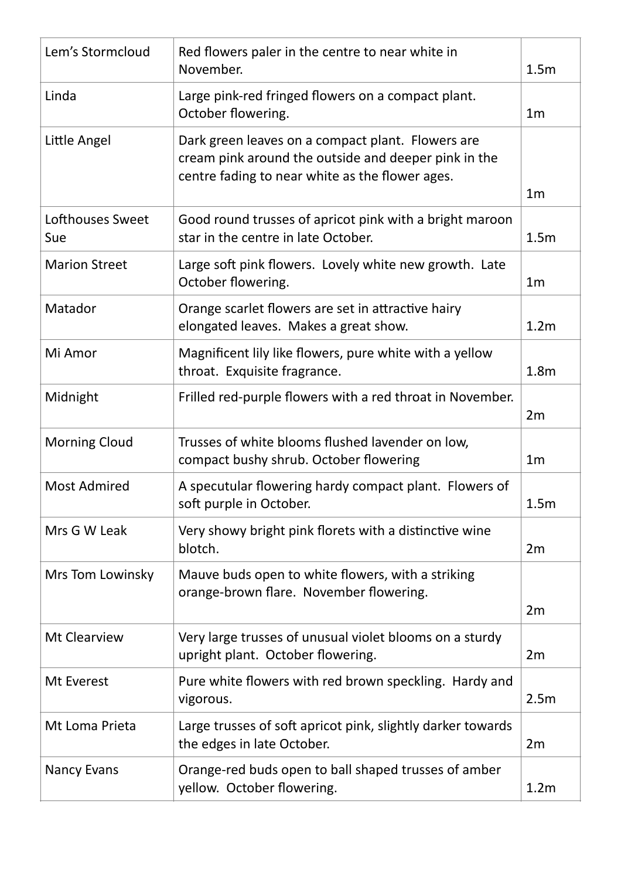| | | |
|---|---|---|
| Lem's Stormcloud | Red flowers paler in the centre to near white in November. | 1.5m |
| Linda | Large pink-red fringed flowers on a compact plant. October flowering. | 1m |
| Little Angel | Dark green leaves on a compact plant. Flowers are cream pink around the outside and deeper pink in the centre fading to near white as the flower ages. | 1m |
| Lofthouses Sweet Sue | Good round trusses of apricot pink with a bright maroon star in the centre in late October. | 1.5m |
| Marion Street | Large soft pink flowers. Lovely white new growth. Late October flowering. | 1m |
| Matador | Orange scarlet flowers are set in attractive hairy elongated leaves. Makes a great show. | 1.2m |
| Mi Amor | Magnificent lily like flowers, pure white with a yellow throat. Exquisite fragrance. | 1.8m |
| Midnight | Frilled red-purple flowers with a red throat in November. | 2m |
| Morning Cloud | Trusses of white blooms flushed lavender on low, compact bushy shrub. October flowering | 1m |
| Most Admired | A specutular flowering hardy compact plant. Flowers of soft purple in October. | 1.5m |
| Mrs G W Leak | Very showy bright pink florets with a distinctive wine blotch. | 2m |
| Mrs Tom Lowinsky | Mauve buds open to white flowers, with a striking orange-brown flare. November flowering. | 2m |
| Mt Clearview | Very large trusses of unusual violet blooms on a sturdy upright plant. October flowering. | 2m |
| Mt Everest | Pure white flowers with red brown speckling. Hardy and vigorous. | 2.5m |
| Mt Loma Prieta | Large trusses of soft apricot pink, slightly darker towards the edges in late October. | 2m |
| Nancy Evans | Orange-red buds open to ball shaped trusses of amber yellow. October flowering. | 1.2m |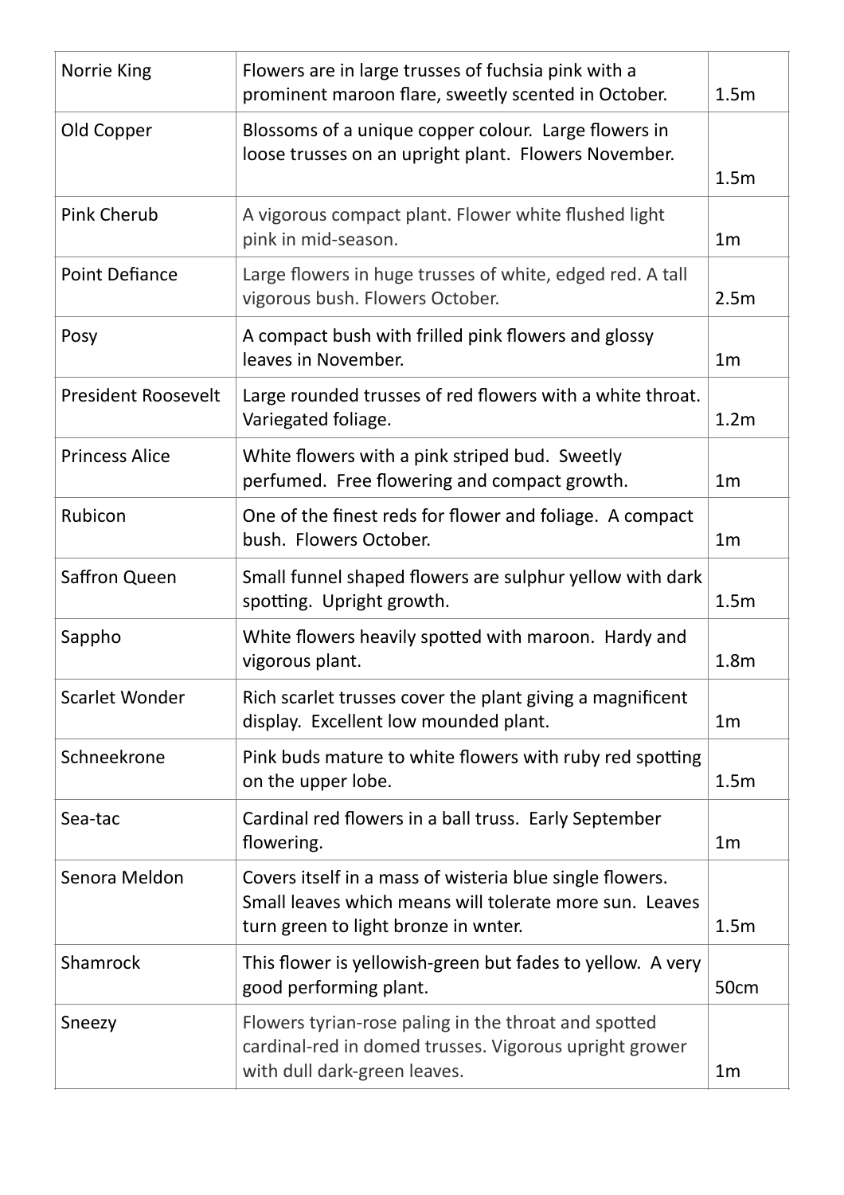| Norrie King | Flowers are in large trusses of fuchsia pink with a prominent maroon flare, sweetly scented in October. | 1.5m |
|---|---|---|
| Old Copper | Blossoms of a unique copper colour. Large flowers in loose trusses on an upright plant. Flowers November. | 1.5m |
| Pink Cherub | A vigorous compact plant. Flower white flushed light pink in mid-season. | 1m |
| Point Defiance | Large flowers in huge trusses of white, edged red. A tall vigorous bush. Flowers October. | 2.5m |
| Posy | A compact bush with frilled pink flowers and glossy leaves in November. | 1m |
| President Roosevelt | Large rounded trusses of red flowers with a white throat. Variegated foliage. | 1.2m |
| Princess Alice | White flowers with a pink striped bud. Sweetly perfumed. Free flowering and compact growth. | 1m |
| Rubicon | One of the finest reds for flower and foliage. A compact bush. Flowers October. | 1m |
| Saffron Queen | Small funnel shaped flowers are sulphur yellow with dark spotting. Upright growth. | 1.5m |
| Sappho | White flowers heavily spotted with maroon. Hardy and vigorous plant. | 1.8m |
| Scarlet Wonder | Rich scarlet trusses cover the plant giving a magnificent display. Excellent low mounded plant. | 1m |
| Schneekrone | Pink buds mature to white flowers with ruby red spotting on the upper lobe. | 1.5m |
| Sea-tac | Cardinal red flowers in a ball truss. Early September flowering. | 1m |
| Senora Meldon | Covers itself in a mass of wisteria blue single flowers. Small leaves which means will tolerate more sun. Leaves turn green to light bronze in wnter. | 1.5m |
| Shamrock | This flower is yellowish-green but fades to yellow. A very good performing plant. | 50cm |
| Sneezy | Flowers tyrian-rose paling in the throat and spotted cardinal-red in domed trusses. Vigorous upright grower with dull dark-green leaves. | 1m |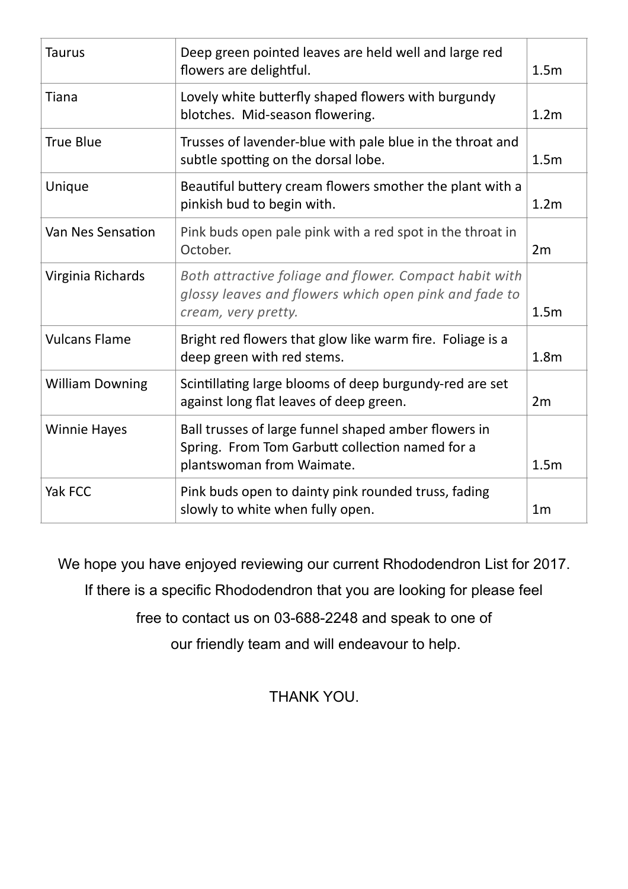| | | |
|---|---|---|
| Taurus | Deep green pointed leaves are held well and large red flowers are delightful. | 1.5m |
| Tiana | Lovely white butterfly shaped flowers with burgundy blotches. Mid-season flowering. | 1.2m |
| True Blue | Trusses of lavender-blue with pale blue in the throat and subtle spotting on the dorsal lobe. | 1.5m |
| Unique | Beautiful buttery cream flowers smother the plant with a pinkish bud to begin with. | 1.2m |
| Van Nes Sensation | Pink buds open pale pink with a red spot in the throat in October. | 2m |
| Virginia Richards | *Both attractive foliage and flower. Compact habit with glossy leaves and flowers which open pink and fade to cream, very pretty.* | 1.5m |
| Vulcans Flame | Bright red flowers that glow like warm fire. Foliage is a deep green with red stems. | 1.8m |
| William Downing | Scintillating large blooms of deep burgundy-red are set against long flat leaves of deep green. | 2m |
| Winnie Hayes | Ball trusses of large funnel shaped amber flowers in Spring. From Tom Garbutt collection named for a plantswoman from Waimate. | 1.5m |
| Yak FCC | Pink buds open to dainty pink rounded truss, fading slowly to white when fully open. | 1m |

We hope you have enjoyed reviewing our current Rhododendron List for 2017. If there is a specific Rhododendron that you are looking for please feel free to contact us on 03-688-2248 and speak to one of our friendly team and will endeavour to help.

THANK YOU.